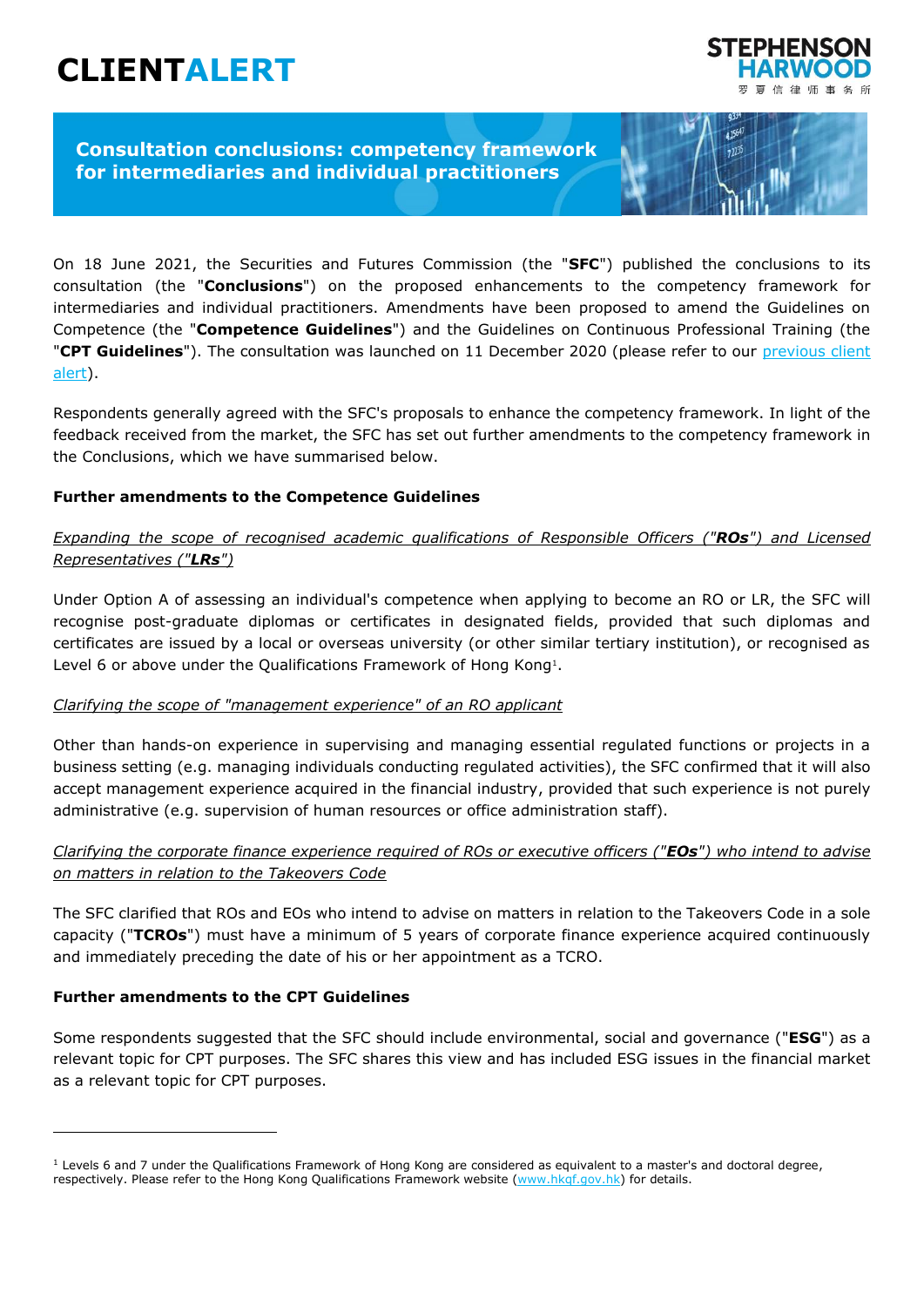# CLIENTALERT

## Consultation conclusions: competency framework for intermediaries and individual practitioners

On 18 June 2021, the Securities and Futures Commission (the "**SFC**") published the conclusions to its consultation (the "**Conclusions**") on the proposed enhancements to the competency framework for intermediaries and individual practitioners. Amendments have been proposed to amend the Guidelines on Competence (the "**Competence Guidelines**") and the Guidelines on Continuous Professional Training (the "**CPT Guidelines**"). The consultation was launched on 11 December 2020 (please refer to our previous client alert).

Respondents generally agreed with the SFC's proposals to enhance the competency framework. In light of the feedback received from the market, the SFC has set out further amendments to the competency framework in the Conclusions, which we have summarised below.

**Further amendments to the Competence Guidelines**

*Expanding the scope of recognised academic qualifications of Responsible Officers ("**ROs**") and Licensed Representatives ("**LRs**")*

Under Option A of assessing an individual's competence when applying to become an RO or LR, the SFC will recognise post-graduate diplomas or certificates in designated fields, provided that such diplomas and certificates are issued by a local or overseas university (or other similar tertiary institution), or recognised as Level 6 or above under the Qualifications Framework of Hong Kong[1].

*Clarifying the scope of "management experience" of an RO applicant*

Other than hands-on experience in supervising and managing essential regulated functions or projects in a business setting (e.g. managing individuals conducting regulated activities), the SFC confirmed that it will also accept management experience acquired in the financial industry, provided that such experience is not purely administrative (e.g. supervision of human resources or office administration staff).

*Clarifying the corporate finance experience required of ROs or executive officers ("**EOs**") who intend to advise on matters in relation to the Takeovers Code*

The SFC clarified that ROs and EOs who intend to advise on matters in relation to the Takeovers Code in a sole capacity ("**TCROs**") must have a minimum of 5 years of corporate finance experience acquired continuously and immediately preceding the date of his or her appointment as a TCRO.

**Further amendments to the CPT Guidelines**

Some respondents suggested that the SFC should include environmental, social and governance ("**ESG**") as a relevant topic for CPT purposes. The SFC shares this view and has included ESG issues in the financial market as a relevant topic for CPT purposes.

---

[1] Levels 6 and 7 under the Qualifications Framework of Hong Kong are considered as equivalent to a master's and doctoral degree, respectively. Please refer to the Hong Kong Qualifications Framework website (www.hkqf.gov.hk) for details.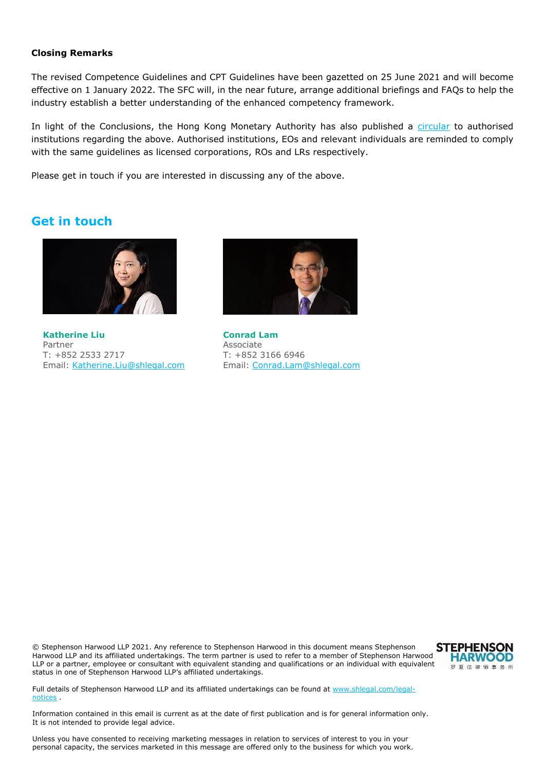**Closing Remarks**

The revised Competence Guidelines and CPT Guidelines have been gazetted on 25 June 2021 and will become effective on 1 January 2022. The SFC will, in the near future, arrange additional briefings and FAQs to help the industry establish a better understanding of the enhanced competency framework.

In light of the Conclusions, the Hong Kong Monetary Authority has also published a circular to authorised institutions regarding the above. Authorised institutions, EOs and relevant individuals are reminded to comply with the same guidelines as licensed corporations, ROs and LRs respectively.

Please get in touch if you are interested in discussing any of the above.

## Get in touch

**Katherine Liu**
Partner
T: +852 2533 2717
Email: Katherine.Liu@shlegal.com

**Conrad Lam**
Associate
T: +852 3166 6946
Email: Conrad.Lam@shlegal.com

© Stephenson Harwood LLP 2021. Any reference to Stephenson Harwood in this document means Stephenson Harwood LLP and its affiliated undertakings. The term partner is used to refer to a member of Stephenson Harwood LLP or a partner, employee or consultant with equivalent standing and qualifications or an individual with equivalent status in one of Stephenson Harwood LLP's affiliated undertakings.

STEPHENSON HARWOOD 罗夏信律师事务所

Full details of Stephenson Harwood LLP and its affiliated undertakings can be found at www.shlegal.com/legal-notices .

Information contained in this email is current as at the date of first publication and is for general information only. It is not intended to provide legal advice.

Unless you have consented to receiving marketing messages in relation to services of interest to you in your personal capacity, the services marketed in this message are offered only to the business for which you work.